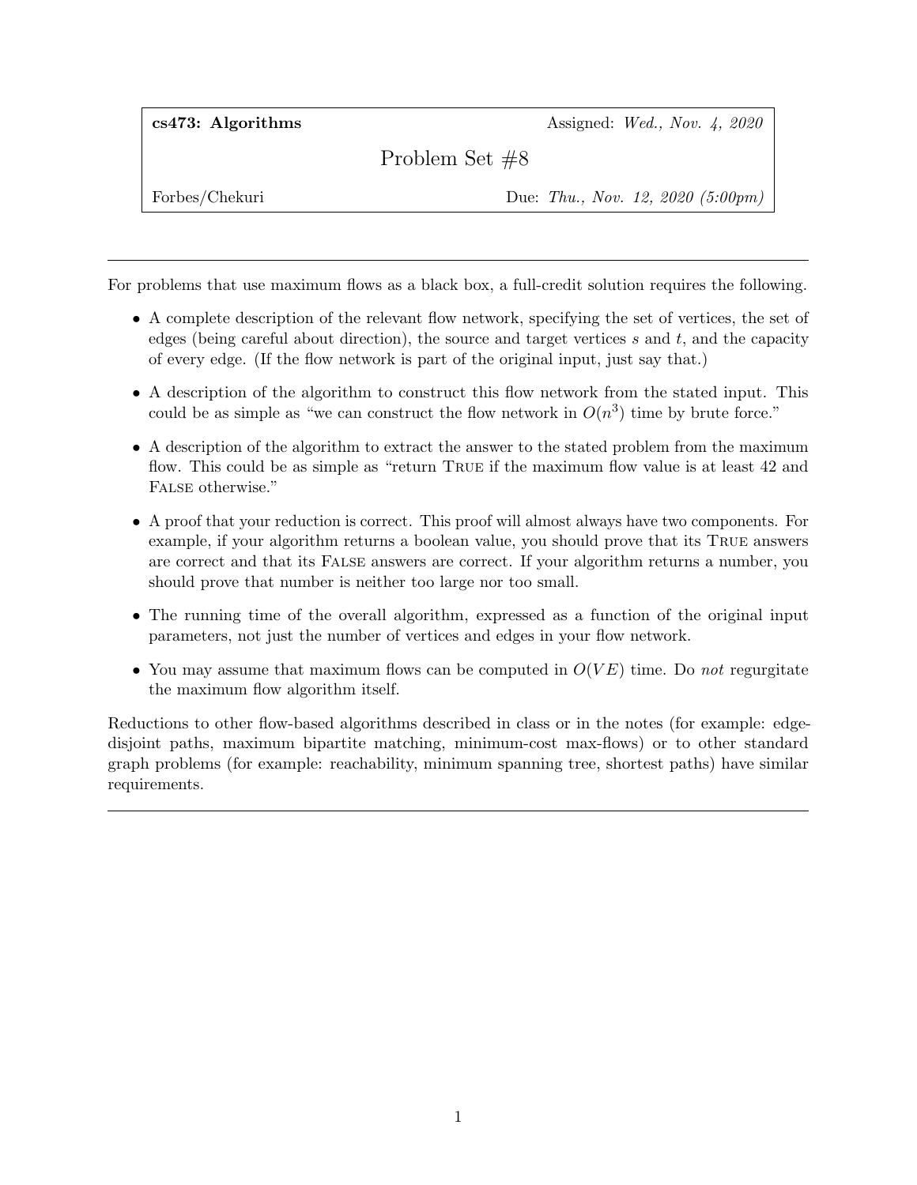**cs473: Algorithms** Assigned: *Wed., Nov. 4, 2020*

# Problem Set #8

Forbes/Chekuri Due: *Thu., Nov. 12, 2020 (5:00pm)*

---

For problems that use maximum flows as a black box, a full-credit solution requires the following.

- A complete description of the relevant flow network, specifying the set of vertices, the set of edges (being careful about direction), the source and target vertices $s$ and $t$, and the capacity of every edge. (If the flow network is part of the original input, just say that.)
- A description of the algorithm to construct this flow network from the stated input. This could be as simple as "we can construct the flow network in $O(n^3)$ time by brute force."
- A description of the algorithm to extract the answer to the stated problem from the maximum flow. This could be as simple as "return TRUE if the maximum flow value is at least 42 and FALSE otherwise."
- A proof that your reduction is correct. This proof will almost always have two components. For example, if your algorithm returns a boolean value, you should prove that its TRUE answers are correct and that its FALSE answers are correct. If your algorithm returns a number, you should prove that number is neither too large nor too small.
- The running time of the overall algorithm, expressed as a function of the original input parameters, not just the number of vertices and edges in your flow network.
- You may assume that maximum flows can be computed in $O(VE)$ time. Do *not* regurgitate the maximum flow algorithm itself.

Reductions to other flow-based algorithms described in class or in the notes (for example: edge-disjoint paths, maximum bipartite matching, minimum-cost max-flows) or to other standard graph problems (for example: reachability, minimum spanning tree, shortest paths) have similar requirements.

---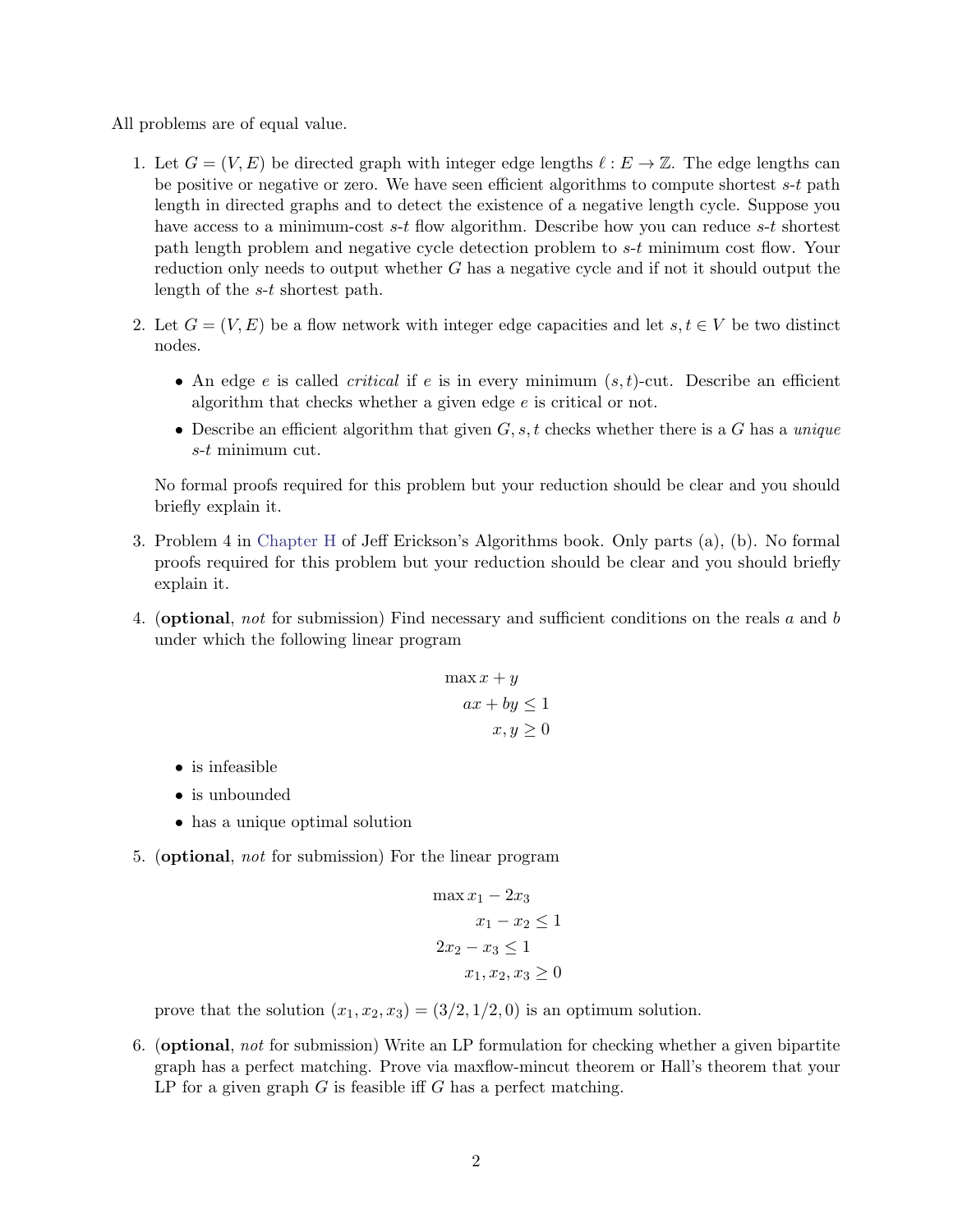All problems are of equal value.

1. Let $G = (V, E)$ be directed graph with integer edge lengths $\ell : E \to \mathbb{Z}$. The edge lengths can be positive or negative or zero. We have seen efficient algorithms to compute shortest $s$-$t$ path length in directed graphs and to detect the existence of a negative length cycle. Suppose you have access to a minimum-cost $s$-$t$ flow algorithm. Describe how you can reduce $s$-$t$ shortest path length problem and negative cycle detection problem to $s$-$t$ minimum cost flow. Your reduction only needs to output whether $G$ has a negative cycle and if not it should output the length of the $s$-$t$ shortest path.

2. Let $G = (V, E)$ be a flow network with integer edge capacities and let $s, t \in V$ be two distinct nodes.

   - An edge $e$ is called *critical* if $e$ is in every minimum $(s, t)$-cut. Describe an efficient algorithm that checks whether a given edge $e$ is critical or not.
   - Describe an efficient algorithm that given $G, s, t$ checks whether there is a $G$ has a *unique* $s$-$t$ minimum cut.

   No formal proofs required for this problem but your reduction should be clear and you should briefly explain it.

3. Problem 4 in Chapter H of Jeff Erickson's Algorithms book. Only parts (a), (b). No formal proofs required for this problem but your reduction should be clear and you should briefly explain it.

4. (**optional**, *not* for submission) Find necessary and sufficient conditions on the reals $a$ and $b$ under which the following linear program

$$
\begin{aligned}
\max x + y \\
ax + by \le 1 \\
x, y \ge 0
\end{aligned}
$$

   - is infeasible
   - is unbounded
   - has a unique optimal solution

5. (**optional**, *not* for submission) For the linear program

$$
\begin{aligned}
\max x_1 - 2x_3 \\
x_1 - x_2 \le 1 \\
2x_2 - x_3 \le 1 \\
x_1, x_2, x_3 \ge 0
\end{aligned}
$$

   prove that the solution $(x_1, x_2, x_3) = (3/2, 1/2, 0)$ is an optimum solution.

6. (**optional**, *not* for submission) Write an LP formulation for checking whether a given bipartite graph has a perfect matching. Prove via maxflow-mincut theorem or Hall's theorem that your LP for a given graph $G$ is feasible iff $G$ has a perfect matching.